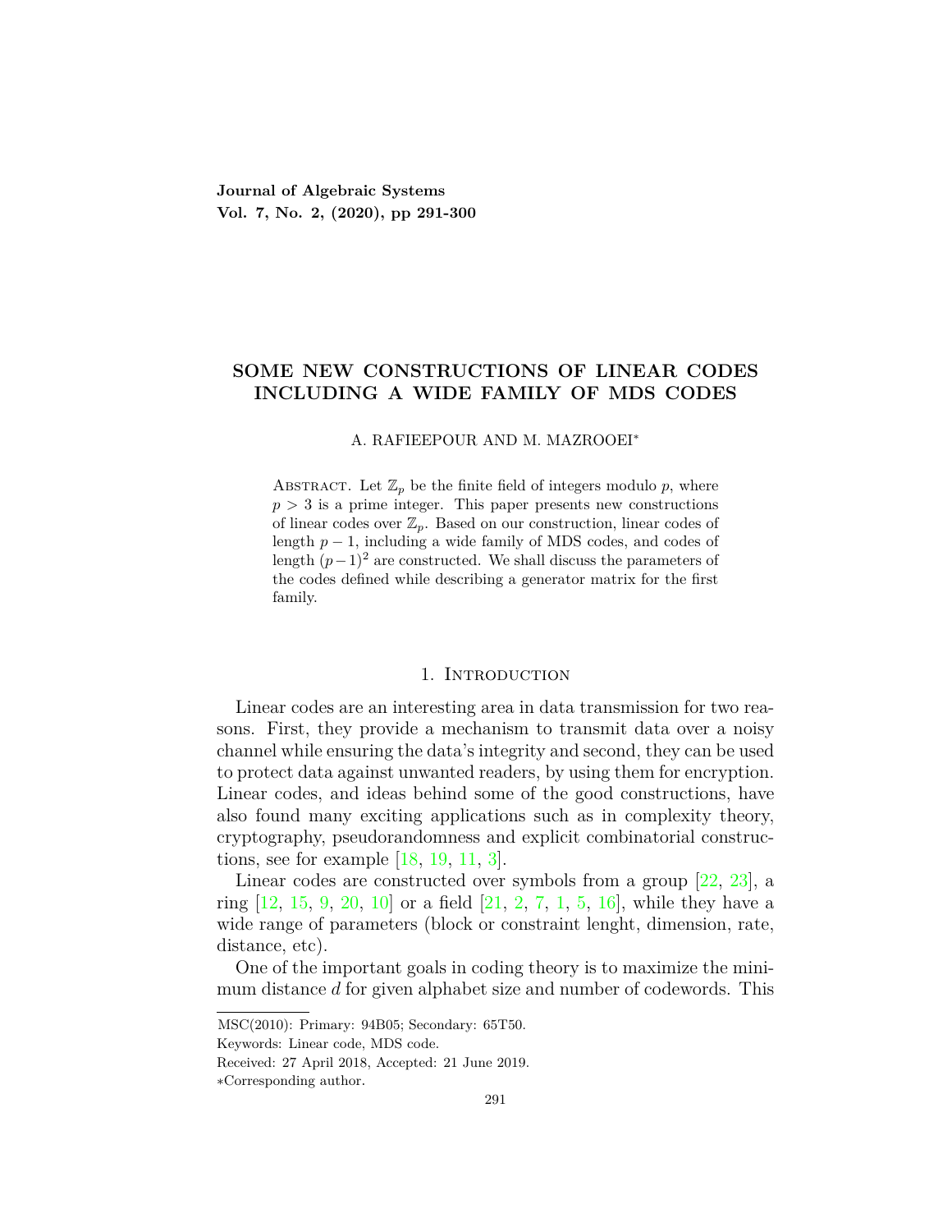# SOME NEW CONSTRUCTIONS OF LINEAR CODES INCLUDING A WIDE FAMILY OF MDS CODES

A. RAFIEEPOUR AND M. MAZROOEI*

ABSTRACT. Let $\mathbb{Z}_p$ be the finite field of integers modulo $p$, where $p > 3$ is a prime integer. This paper presents new constructions of linear codes over $\mathbb{Z}_p$. Based on our construction, linear codes of length $p-1$, including a wide family of MDS codes, and codes of length $(p-1)^2$ are constructed. We shall discuss the parameters of the codes defined while describing a generator matrix for the first family.

## 1. Introduction

Linear codes are an interesting area in data transmission for two reasons. First, they provide a mechanism to transmit data over a noisy channel while ensuring the data's integrity and second, they can be used to protect data against unwanted readers, by using them for encryption. Linear codes, and ideas behind some of the good constructions, have also found many exciting applications such as in complexity theory, cryptography, pseudorandomness and explicit combinatorial constructions, see for example [18, 19, 11, 3].

Linear codes are constructed over symbols from a group [22, 23], a ring [12, 15, 9, 20, 10] or a field [21, 2, 7, 1, 5, 16], while they have a wide range of parameters (block or constraint lenght, dimension, rate, distance, etc).

One of the important goals in coding theory is to maximize the minimum distance $d$ for given alphabet size and number of codewords. This

MSC(2010): Primary: 94B05; Secondary: 65T50.

Keywords: Linear code, MDS code.

Received: 27 April 2018, Accepted: 21 June 2019.

*Corresponding author.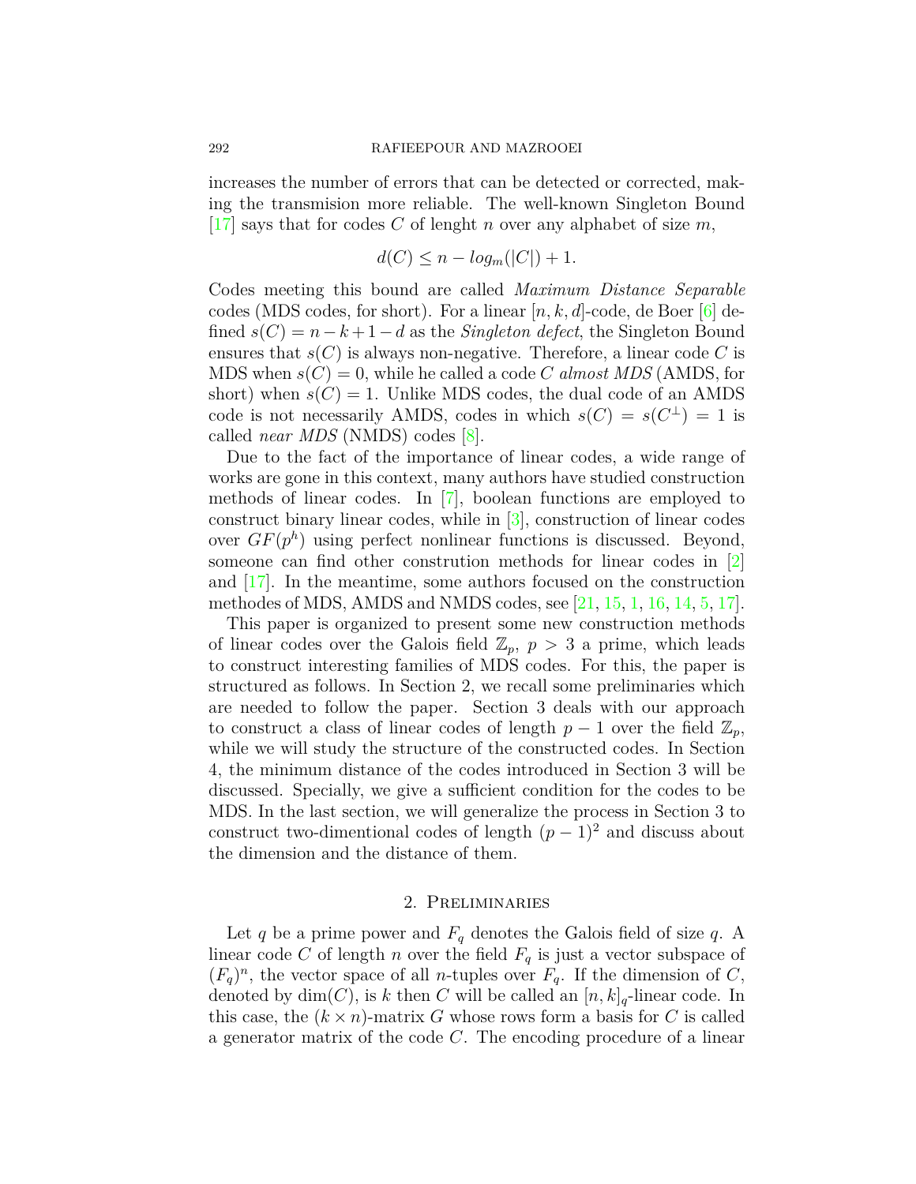increases the number of errors that can be detected or corrected, making the transmision more reliable. The well-known Singleton Bound [17] says that for codes $C$ of lenght $n$ over any alphabet of size $m$,

$$d(C) \leq n - log_m(|C|) + 1.$$

Codes meeting this bound are called *Maximum Distance Separable* codes (MDS codes, for short). For a linear $[n, k, d]$-code, de Boer [6] defined $s(C) = n - k + 1 - d$ as the *Singleton defect*, the Singleton Bound ensures that $s(C)$ is always non-negative. Therefore, a linear code $C$ is MDS when $s(C) = 0$, while he called a code $C$ *almost MDS* (AMDS, for short) when $s(C) = 1$. Unlike MDS codes, the dual code of an AMDS code is not necessarily AMDS, codes in which $s(C) = s(C^{\perp}) = 1$ is called *near MDS* (NMDS) codes [8].

Due to the fact of the importance of linear codes, a wide range of works are gone in this context, many authors have studied construction methods of linear codes. In [7], boolean functions are employed to construct binary linear codes, while in [3], construction of linear codes over $GF(p^h)$ using perfect nonlinear functions is discussed. Beyond, someone can find other constrution methods for linear codes in [2] and [17]. In the meantime, some authors focused on the construction methodes of MDS, AMDS and NMDS codes, see [21, 15, 1, 16, 14, 5, 17].

This paper is organized to present some new construction methods of linear codes over the Galois field $\mathbb{Z}_p$, $p > 3$ a prime, which leads to construct interesting families of MDS codes. For this, the paper is structured as follows. In Section 2, we recall some preliminaries which are needed to follow the paper. Section 3 deals with our approach to construct a class of linear codes of length $p - 1$ over the field $\mathbb{Z}_p$, while we will study the structure of the constructed codes. In Section 4, the minimum distance of the codes introduced in Section 3 will be discussed. Specially, we give a sufficient condition for the codes to be MDS. In the last section, we will generalize the process in Section 3 to construct two-dimentional codes of length $(p - 1)^2$ and discuss about the dimension and the distance of them.

## 2. Preliminaries

Let $q$ be a prime power and $F_q$ denotes the Galois field of size $q$. A linear code $C$ of length $n$ over the field $F_q$ is just a vector subspace of $(F_q)^n$, the vector space of all $n$-tuples over $F_q$. If the dimension of $C$, denoted by $\dim(C)$, is $k$ then $C$ will be called an $[n, k]_q$-linear code. In this case, the $(k \times n)$-matrix $G$ whose rows form a basis for $C$ is called a generator matrix of the code $C$. The encoding procedure of a linear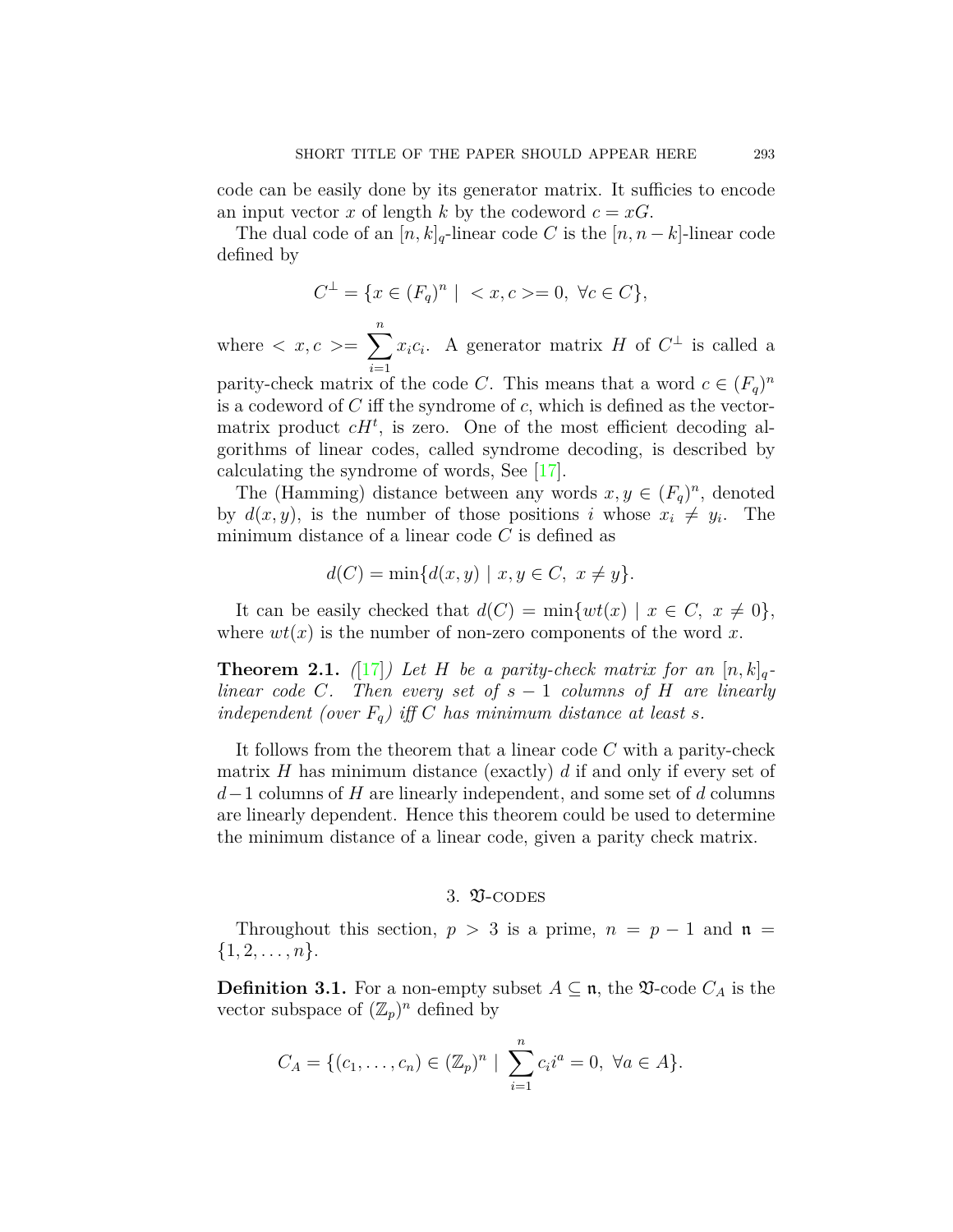code can be easily done by its generator matrix. It suffices to encode an input vector $x$ of length $k$ by the codeword $c = xG$.

The dual code of an $[n, k]_q$-linear code $C$ is the $[n, n-k]$-linear code defined by

$$C^{\perp} = \{x \in (F_q)^n \mid \ < x, c >= 0, \ \forall c \in C\},$$

where $< x, c >= \sum_{i=1}^{n} x_i c_i$. A generator matrix $H$ of $C^{\perp}$ is called a parity-check matrix of the code $C$. This means that a word $c \in (F_q)^n$ is a codeword of $C$ iff the syndrome of $c$, which is defined as the vector-matrix product $cH^t$, is zero. One of the most efficient decoding algorithms of linear codes, called syndrome decoding, is described by calculating the syndrome of words, See [17].

The (Hamming) distance between any words $x, y \in (F_q)^n$, denoted by $d(x, y)$, is the number of those positions $i$ whose $x_i \neq y_i$. The minimum distance of a linear code $C$ is defined as

$$d(C) = \min\{d(x, y) \mid x, y \in C, \ x \neq y\}.$$

It can be easily checked that $d(C) = \min\{wt(x) \mid x \in C, \ x \neq 0\}$, where $wt(x)$ is the number of non-zero components of the word $x$.

**Theorem 2.1.** *([17]) Let $H$ be a parity-check matrix for an $[n, k]_q$-linear code $C$. Then every set of $s-1$ columns of $H$ are linearly independent (over $F_q$) iff $C$ has minimum distance at least $s$.*

It follows from the theorem that a linear code $C$ with a parity-check matrix $H$ has minimum distance (exactly) $d$ if and only if every set of $d-1$ columns of $H$ are linearly independent, and some set of $d$ columns are linearly dependent. Hence this theorem could be used to determine the minimum distance of a linear code, given a parity check matrix.

## 3. $\mathfrak{V}$-codes

Throughout this section, $p > 3$ is a prime, $n = p - 1$ and $\mathfrak{n} = \{1, 2, \ldots, n\}$.

**Definition 3.1.** For a non-empty subset $A \subseteq \mathfrak{n}$, the $\mathfrak{V}$-code $C_A$ is the vector subspace of $(\mathbb{Z}_p)^n$ defined by

$$C_A = \{(c_1, \ldots, c_n) \in (\mathbb{Z}_p)^n \mid \ \sum_{i=1}^{n} c_i i^a = 0, \ \forall a \in A\}.$$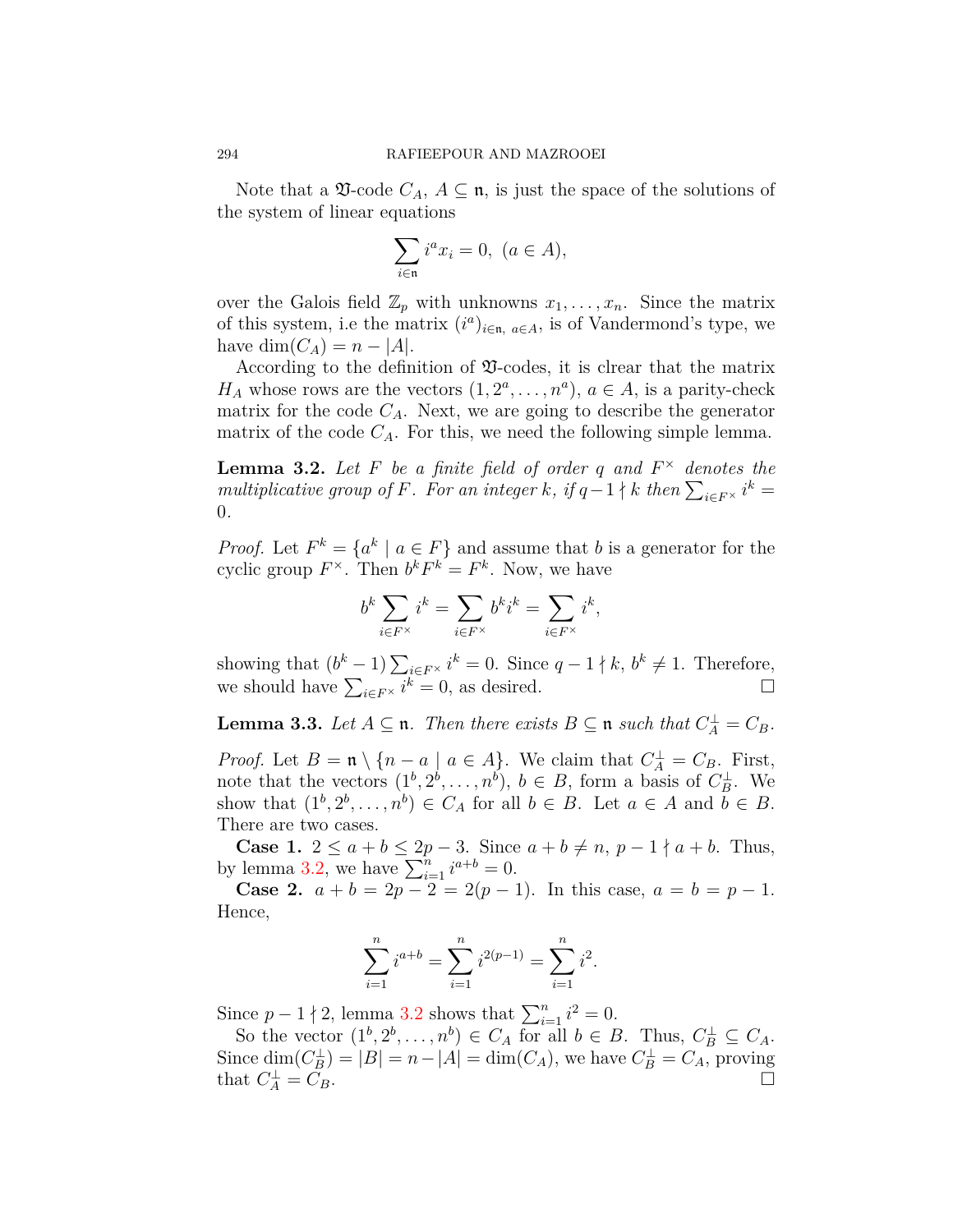Note that a $\mathfrak{V}$-code $C_A$, $A \subseteq \mathfrak{n}$, is just the space of the solutions of the system of linear equations

$$\sum_{i \in \mathfrak{n}} i^a x_i = 0, \ (a \in A),$$

over the Galois field $\mathbb{Z}_p$ with unknowns $x_1, \ldots, x_n$. Since the matrix of this system, i.e the matrix $(i^a)_{i\in\mathfrak{n},\ a\in A}$, is of Vandermond's type, we have $\dim(C_A) = n - |A|$.

According to the definition of $\mathfrak{V}$-codes, it is clrear that the matrix $H_A$ whose rows are the vectors $(1, 2^a, \ldots, n^a)$, $a \in A$, is a parity-check matrix for the code $C_A$. Next, we are going to describe the generator matrix of the code $C_A$. For this, we need the following simple lemma.

**Lemma 3.2.** *Let $F$ be a finite field of order $q$ and $F^\times$ denotes the multiplicative group of $F$. For an integer $k$, if $q-1 \nmid k$ then $\sum_{i\in F^\times} i^k = 0$.*

*Proof.* Let $F^k = \{a^k \mid a \in F\}$ and assume that $b$ is a generator for the cyclic group $F^\times$. Then $b^k F^k = F^k$. Now, we have

$$b^k \sum_{i\in F^\times} i^k = \sum_{i\in F^\times} b^k i^k = \sum_{i\in F^\times} i^k,$$

showing that $(b^k - 1)\sum_{i\in F^\times} i^k = 0$. Since $q-1 \nmid k$, $b^k \neq 1$. Therefore, we should have $\sum_{i\in F^\times} i^k = 0$, as desired. □

**Lemma 3.3.** *Let $A \subseteq \mathfrak{n}$. Then there exists $B \subseteq \mathfrak{n}$ such that $C_A^\perp = C_B$.*

*Proof.* Let $B = \mathfrak{n} \setminus \{n - a \mid a \in A\}$. We claim that $C_A^\perp = C_B$. First, note that the vectors $(1^b, 2^b, \ldots, n^b)$, $b \in B$, form a basis of $C_B^\perp$. We show that $(1^b, 2^b, \ldots, n^b) \in C_A$ for all $b \in B$. Let $a \in A$ and $b \in B$. There are two cases.

**Case 1.** $2 \leq a + b \leq 2p - 3$. Since $a + b \neq n$, $p - 1 \nmid a + b$. Thus, by lemma 3.2, we have $\sum_{i=1}^n i^{a+b} = 0$.

**Case 2.** $a + b = 2p - 2 = 2(p - 1)$. In this case, $a = b = p - 1$. Hence,

$$\sum_{i=1}^n i^{a+b} = \sum_{i=1}^n i^{2(p-1)} = \sum_{i=1}^n i^2.$$

Since $p - 1 \nmid 2$, lemma 3.2 shows that $\sum_{i=1}^n i^2 = 0$.

So the vector $(1^b, 2^b, \ldots, n^b) \in C_A$ for all $b \in B$. Thus, $C_B^\perp \subseteq C_A$. Since $\dim(C_B^\perp) = |B| = n - |A| = \dim(C_A)$, we have $C_B^\perp = C_A$, proving that $C_A^\perp = C_B$. □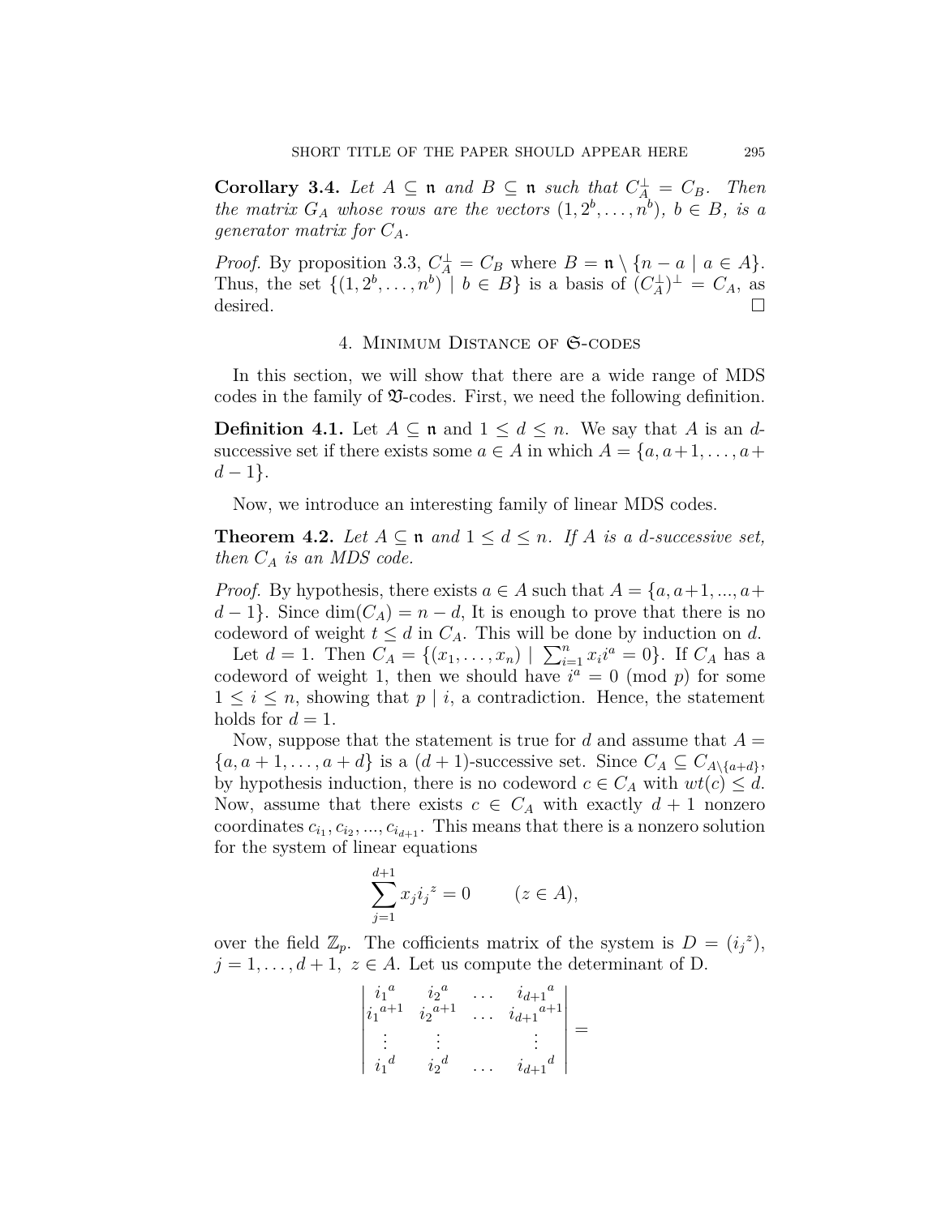**Corollary 3.4.** *Let $A \subseteq \mathfrak{n}$ and $B \subseteq \mathfrak{n}$ such that $C_A^{\perp} = C_B$. Then the matrix $G_A$ whose rows are the vectors $(1, 2^b, \dots, n^b)$, $b \in B$, is a generator matrix for $C_A$.*

*Proof.* By proposition 3.3, $C_A^{\perp} = C_B$ where $B = \mathfrak{n} \setminus \{n - a \mid a \in A\}$. Thus, the set $\{(1, 2^b, \dots, n^b) \mid b \in B\}$ is a basis of $(C_A^{\perp})^{\perp} = C_A$, as desired. □

## 4. Minimum Distance of $\mathfrak{S}$-codes

In this section, we will show that there are a wide range of MDS codes in the family of $\mathfrak{V}$-codes. First, we need the following definition.

**Definition 4.1.** Let $A \subseteq \mathfrak{n}$ and $1 \leq d \leq n$. We say that $A$ is an $d$-successive set if there exists some $a \in A$ in which $A = \{a, a+1, \dots, a+d-1\}$.

Now, we introduce an interesting family of linear MDS codes.

**Theorem 4.2.** *Let $A \subseteq \mathfrak{n}$ and $1 \leq d \leq n$. If $A$ is a $d$-successive set, then $C_A$ is an MDS code.*

*Proof.* By hypothesis, there exists $a \in A$ such that $A = \{a, a+1, ..., a+d-1\}$. Since $\dim(C_A) = n - d$, It is enough to prove that there is no codeword of weight $t \leq d$ in $C_A$. This will be done by induction on $d$.

Let $d = 1$. Then $C_A = \{(x_1, \dots, x_n) \mid \sum_{i=1}^{n} x_i i^a = 0\}$. If $C_A$ has a codeword of weight 1, then we should have $i^a = 0 \pmod{p}$ for some $1 \leq i \leq n$, showing that $p \mid i$, a contradiction. Hence, the statement holds for $d = 1$.

Now, suppose that the statement is true for $d$ and assume that $A = \{a, a+1, \dots, a+d\}$ is a $(d+1)$-successive set. Since $C_A \subseteq C_{A \setminus \{a+d\}}$, by hypothesis induction, there is no codeword $c \in C_A$ with $wt(c) \leq d$. Now, assume that there exists $c \in C_A$ with exactly $d+1$ nonzero coordinates $c_{i_1}, c_{i_2}, ..., c_{i_{d+1}}$. This means that there is a nonzero solution for the system of linear equations

$$\sum_{j=1}^{d+1} x_j {i_j}^z = 0 \qquad (z \in A),$$

over the field $\mathbb{Z}_p$. The cofficients matrix of the system is $D = ({i_j}^z)$, $j = 1, \dots, d+1$, $z \in A$. Let us compute the determinant of D.

$$\begin{vmatrix} {i_1}^a & {i_2}^a & \dots & {i_{d+1}}^a \\ {i_1}^{a+1} & {i_2}^{a+1} & \dots & {i_{d+1}}^{a+1} \\ \vdots & \vdots & & \vdots \\ {i_1}^d & {i_2}^d & \dots & {i_{d+1}}^d \end{vmatrix} =$$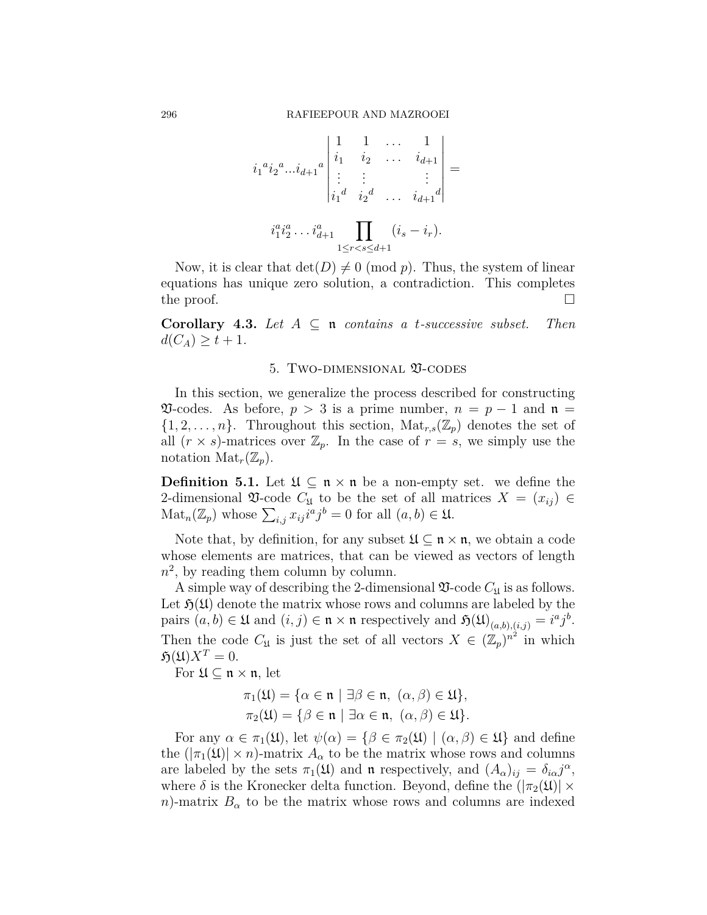$$
{i_1}^a {i_2}^a \ldots {i_{d+1}}^a \begin{vmatrix} 1 & 1 & \ldots & 1 \\ i_1 & i_2 & \ldots & i_{d+1} \\ \vdots & \vdots & & \vdots \\ {i_1}^d & {i_2}^d & \ldots & {i_{d+1}}^d \end{vmatrix} =
$$

$$
i_1^a i_2^a \ldots i_{d+1}^a \prod_{1 \le r < s \le d+1} (i_s - i_r).
$$

Now, it is clear that $\det(D) \neq 0 \pmod p$. Thus, the system of linear equations has unique zero solution, a contradiction. This completes the proof. $\square$

**Corollary 4.3.** *Let $A \subseteq \mathfrak{n}$ contains a $t$-successive subset. Then $d(C_A) \geq t+1$.*

## 5. Two-dimensional $\mathfrak{V}$-codes

In this section, we generalize the process described for constructing $\mathfrak{V}$-codes. As before, $p > 3$ is a prime number, $n = p-1$ and $\mathfrak{n} = \{1, 2, \ldots, n\}$. Throughout this section, $\mathrm{Mat}_{r,s}(\mathbb{Z}_p)$ denotes the set of all $(r \times s)$-matrices over $\mathbb{Z}_p$. In the case of $r = s$, we simply use the notation $\mathrm{Mat}_r(\mathbb{Z}_p)$.

**Definition 5.1.** Let $\mathfrak{U} \subseteq \mathfrak{n} \times \mathfrak{n}$ be a non-empty set. we define the 2-dimensional $\mathfrak{V}$-code $C_{\mathfrak{U}}$ to be the set of all matrices $X = (x_{ij}) \in \mathrm{Mat}_n(\mathbb{Z}_p)$ whose $\sum_{i,j} x_{ij} i^a j^b = 0$ for all $(a, b) \in \mathfrak{U}$.

Note that, by definition, for any subset $\mathfrak{U} \subseteq \mathfrak{n} \times \mathfrak{n}$, we obtain a code whose elements are matrices, that can be viewed as vectors of length $n^2$, by reading them column by column.

A simple way of describing the 2-dimensional $\mathfrak{V}$-code $C_{\mathfrak{U}}$ is as follows. Let $\mathfrak{H}(\mathfrak{U})$ denote the matrix whose rows and columns are labeled by the pairs $(a, b) \in \mathfrak{U}$ and $(i, j) \in \mathfrak{n} \times \mathfrak{n}$ respectively and $\mathfrak{H}(\mathfrak{U})_{(a,b),(i,j)} = i^a j^b$. Then the code $C_{\mathfrak{U}}$ is just the set of all vectors $X \in (\mathbb{Z}_p)^{n^2}$ in which $\mathfrak{H}(\mathfrak{U}) X^T = 0$.

For $\mathfrak{U} \subseteq \mathfrak{n} \times \mathfrak{n}$, let

$$
\pi_1(\mathfrak{U}) = \{\alpha \in \mathfrak{n} \mid \exists \beta \in \mathfrak{n},\ (\alpha, \beta) \in \mathfrak{U}\},
$$
$$
\pi_2(\mathfrak{U}) = \{\beta \in \mathfrak{n} \mid \exists \alpha \in \mathfrak{n},\ (\alpha, \beta) \in \mathfrak{U}\}.
$$

For any $\alpha \in \pi_1(\mathfrak{U})$, let $\psi(\alpha) = \{\beta \in \pi_2(\mathfrak{U}) \mid (\alpha, \beta) \in \mathfrak{U}\}$ and define the $(|\pi_1(\mathfrak{U})| \times n)$-matrix $A_\alpha$ to be the matrix whose rows and columns are labeled by the sets $\pi_1(\mathfrak{U})$ and $\mathfrak{n}$ respectively, and $(A_\alpha)_{ij} = \delta_{i\alpha} j^\alpha$, where $\delta$ is the Kronecker delta function. Beyond, define the $(|\pi_2(\mathfrak{U})| \times n)$-matrix $B_\alpha$ to be the matrix whose rows and columns are indexed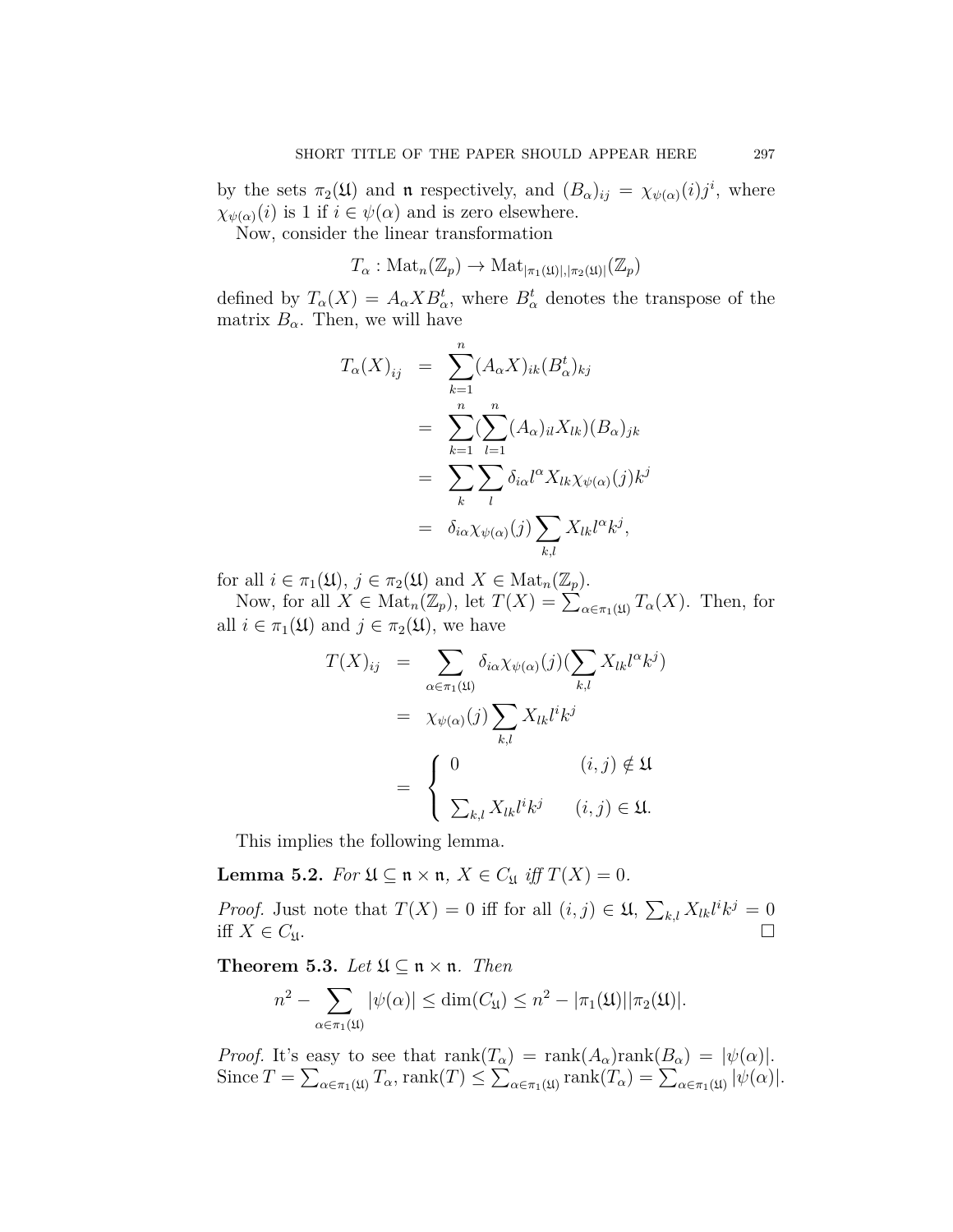by the sets $\pi_2(\mathfrak{U})$ and $\mathfrak{n}$ respectively, and $(B_\alpha)_{ij} = \chi_{\psi(\alpha)}(i)j^i$, where $\chi_{\psi(\alpha)}(i)$ is 1 if $i \in \psi(\alpha)$ and is zero elsewhere.

Now, consider the linear transformation

$$T_\alpha : \mathrm{Mat}_n(\mathbb{Z}_p) \to \mathrm{Mat}_{|\pi_1(\mathfrak{U})|,|\pi_2(\mathfrak{U})|}(\mathbb{Z}_p)$$

defined by $T_\alpha(X) = A_\alpha X B_\alpha^t$, where $B_\alpha^t$ denotes the transpose of the matrix $B_\alpha$. Then, we will have

$$\begin{aligned}
T_\alpha(X)_{ij} &= \sum_{k=1}^{n} (A_\alpha X)_{ik} (B_\alpha^t)_{kj} \\
&= \sum_{k=1}^{n} (\sum_{l=1}^{n} (A_\alpha)_{il} X_{lk})(B_\alpha)_{jk} \\
&= \sum_{k} \sum_{l} \delta_{i\alpha} l^\alpha X_{lk} \chi_{\psi(\alpha)}(j) k^j \\
&= \delta_{i\alpha} \chi_{\psi(\alpha)}(j) \sum_{k,l} X_{lk} l^\alpha k^j,
\end{aligned}$$

for all $i \in \pi_1(\mathfrak{U})$, $j \in \pi_2(\mathfrak{U})$ and $X \in \mathrm{Mat}_n(\mathbb{Z}_p)$.

Now, for all $X \in \mathrm{Mat}_n(\mathbb{Z}_p)$, let $T(X) = \sum_{\alpha \in \pi_1(\mathfrak{U})} T_\alpha(X)$. Then, for all $i \in \pi_1(\mathfrak{U})$ and $j \in \pi_2(\mathfrak{U})$, we have

$$\begin{aligned}
T(X)_{ij} &= \sum_{\alpha \in \pi_1(\mathfrak{U})} \delta_{i\alpha} \chi_{\psi(\alpha)}(j) (\sum_{k,l} X_{lk} l^\alpha k^j) \\
&= \chi_{\psi(\alpha)}(j) \sum_{k,l} X_{lk} l^i k^j \\
&= \begin{cases} 0 & (i,j) \notin \mathfrak{U} \\ \sum_{k,l} X_{lk} l^i k^j & (i,j) \in \mathfrak{U}. \end{cases}
\end{aligned}$$

This implies the following lemma.

**Lemma 5.2.** *For $\mathfrak{U} \subseteq \mathfrak{n} \times \mathfrak{n}$, $X \in C_{\mathfrak{U}}$ iff $T(X) = 0$.*

*Proof.* Just note that $T(X) = 0$ iff for all $(i,j) \in \mathfrak{U}$, $\sum_{k,l} X_{lk} l^i k^j = 0$ iff $X \in C_{\mathfrak{U}}$. □

**Theorem 5.3.** *Let $\mathfrak{U} \subseteq \mathfrak{n} \times \mathfrak{n}$. Then*

$$n^2 - \sum_{\alpha \in \pi_1(\mathfrak{U})} |\psi(\alpha)| \leq \dim(C_{\mathfrak{U}}) \leq n^2 - |\pi_1(\mathfrak{U})||\pi_2(\mathfrak{U})|.$$

*Proof.* It's easy to see that $\mathrm{rank}(T_\alpha) = \mathrm{rank}(A_\alpha)\mathrm{rank}(B_\alpha) = |\psi(\alpha)|$. Since $T = \sum_{\alpha \in \pi_1(\mathfrak{U})} T_\alpha$, $\mathrm{rank}(T) \leq \sum_{\alpha \in \pi_1(\mathfrak{U})} \mathrm{rank}(T_\alpha) = \sum_{\alpha \in \pi_1(\mathfrak{U})} |\psi(\alpha)|$.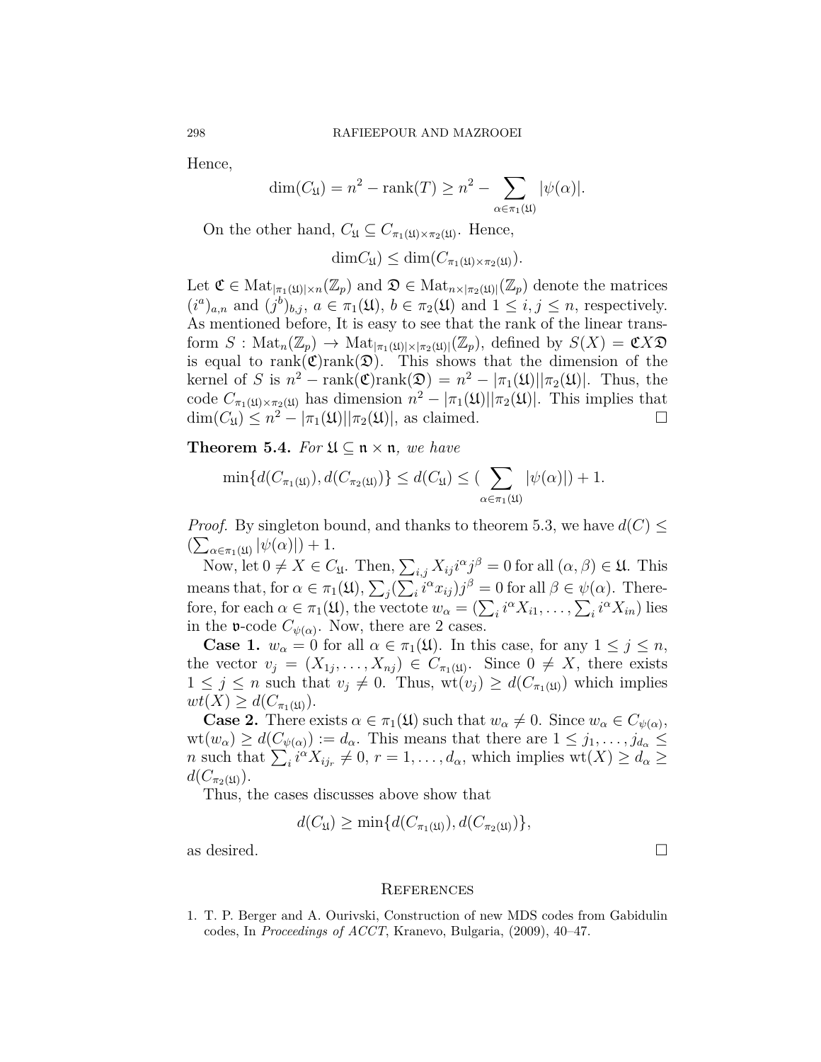Hence,

$$\dim(C_{\mathfrak{U}}) = n^2 - \text{rank}(T) \geq n^2 - \sum_{\alpha \in \pi_1(\mathfrak{U})} |\psi(\alpha)|.$$

On the other hand, $C_{\mathfrak{U}} \subseteq C_{\pi_1(\mathfrak{U}) \times \pi_2(\mathfrak{U})}$. Hence,

$$\dim C_{\mathfrak{U}}) \leq \dim(C_{\pi_1(\mathfrak{U}) \times \pi_2(\mathfrak{U})}).$$

Let $\mathfrak{C} \in \text{Mat}_{|\pi_1(\mathfrak{U})| \times n}(\mathbb{Z}_p)$ and $\mathfrak{D} \in \text{Mat}_{n \times |\pi_2(\mathfrak{U})|}(\mathbb{Z}_p)$ denote the matrices $(i^a)_{a,n}$ and $(j^b)_{b,j}$, $a \in \pi_1(\mathfrak{U})$, $b \in \pi_2(\mathfrak{U})$ and $1 \leq i, j \leq n$, respectively. As mentioned before, It is easy to see that the rank of the linear transform $S : \text{Mat}_n(\mathbb{Z}_p) \to \text{Mat}_{|\pi_1(\mathfrak{U})| \times |\pi_2(\mathfrak{U})|}(\mathbb{Z}_p)$, defined by $S(X) = \mathfrak{C} X \mathfrak{D}$ is equal to $\text{rank}(\mathfrak{C})\text{rank}(\mathfrak{D})$. This shows that the dimension of the kernel of $S$ is $n^2 - \text{rank}(\mathfrak{C})\text{rank}(\mathfrak{D}) = n^2 - |\pi_1(\mathfrak{U})||\pi_2(\mathfrak{U})|$. Thus, the code $C_{\pi_1(\mathfrak{U}) \times \pi_2(\mathfrak{U})}$ has dimension $n^2 - |\pi_1(\mathfrak{U})||\pi_2(\mathfrak{U})|$. This implies that $\dim(C_{\mathfrak{U}}) \leq n^2 - |\pi_1(\mathfrak{U})||\pi_2(\mathfrak{U})|$, as claimed. □

**Theorem 5.4.** *For $\mathfrak{U} \subseteq \mathfrak{n} \times \mathfrak{n}$, we have*

$$\min\{d(C_{\pi_1(\mathfrak{U})}), d(C_{\pi_2(\mathfrak{U})})\} \leq d(C_{\mathfrak{U}}) \leq (\sum_{\alpha \in \pi_1(\mathfrak{U})} |\psi(\alpha)|) + 1.$$

*Proof.* By singleton bound, and thanks to theorem 5.3, we have $d(C) \leq (\sum_{\alpha \in \pi_1(\mathfrak{U})} |\psi(\alpha)|) + 1$.

Now, let $0 \neq X \in C_{\mathfrak{U}}$. Then, $\sum_{i,j} X_{ij} i^\alpha j^\beta = 0$ for all $(\alpha, \beta) \in \mathfrak{U}$. This means that, for $\alpha \in \pi_1(\mathfrak{U})$, $\sum_j (\sum_i i^\alpha x_{ij}) j^\beta = 0$ for all $\beta \in \psi(\alpha)$. Therefore, for each $\alpha \in \pi_1(\mathfrak{U})$, the vectote $w_\alpha = (\sum_i i^\alpha X_{i1}, \ldots, \sum_i i^\alpha X_{in})$ lies in the $\mathfrak{v}$-code $C_{\psi(\alpha)}$. Now, there are 2 cases.

**Case 1.** $w_\alpha = 0$ for all $\alpha \in \pi_1(\mathfrak{U})$. In this case, for any $1 \leq j \leq n$, the vector $v_j = (X_{1j}, \ldots, X_{nj}) \in C_{\pi_1(\mathfrak{U})}$. Since $0 \neq X$, there exists $1 \leq j \leq n$ such that $v_j \neq 0$. Thus, $\text{wt}(v_j) \geq d(C_{\pi_1(\mathfrak{U})})$ which implies $wt(X) \geq d(C_{\pi_1(\mathfrak{U})})$.

**Case 2.** There exists $\alpha \in \pi_1(\mathfrak{U})$ such that $w_\alpha \neq 0$. Since $w_\alpha \in C_{\psi(\alpha)}$, $\text{wt}(w_\alpha) \geq d(C_{\psi(\alpha)}) := d_\alpha$. This means that there are $1 \leq j_1, \ldots, j_{d_\alpha} \leq n$ such that $\sum_i i^\alpha X_{ij_r} \neq 0$, $r = 1, \ldots, d_\alpha$, which implies $\text{wt}(X) \geq d_\alpha \geq d(C_{\pi_2(\mathfrak{U})})$.

Thus, the cases discusses above show that

$$d(C_{\mathfrak{U}}) \geq \min\{d(C_{\pi_1(\mathfrak{U})}), d(C_{\pi_2(\mathfrak{U})})\},$$

as desired. □

## References

1. T. P. Berger and A. Ourivski, Construction of new MDS codes from Gabidulin codes, In *Proceedings of ACCT*, Kranevo, Bulgaria, (2009), 40–47.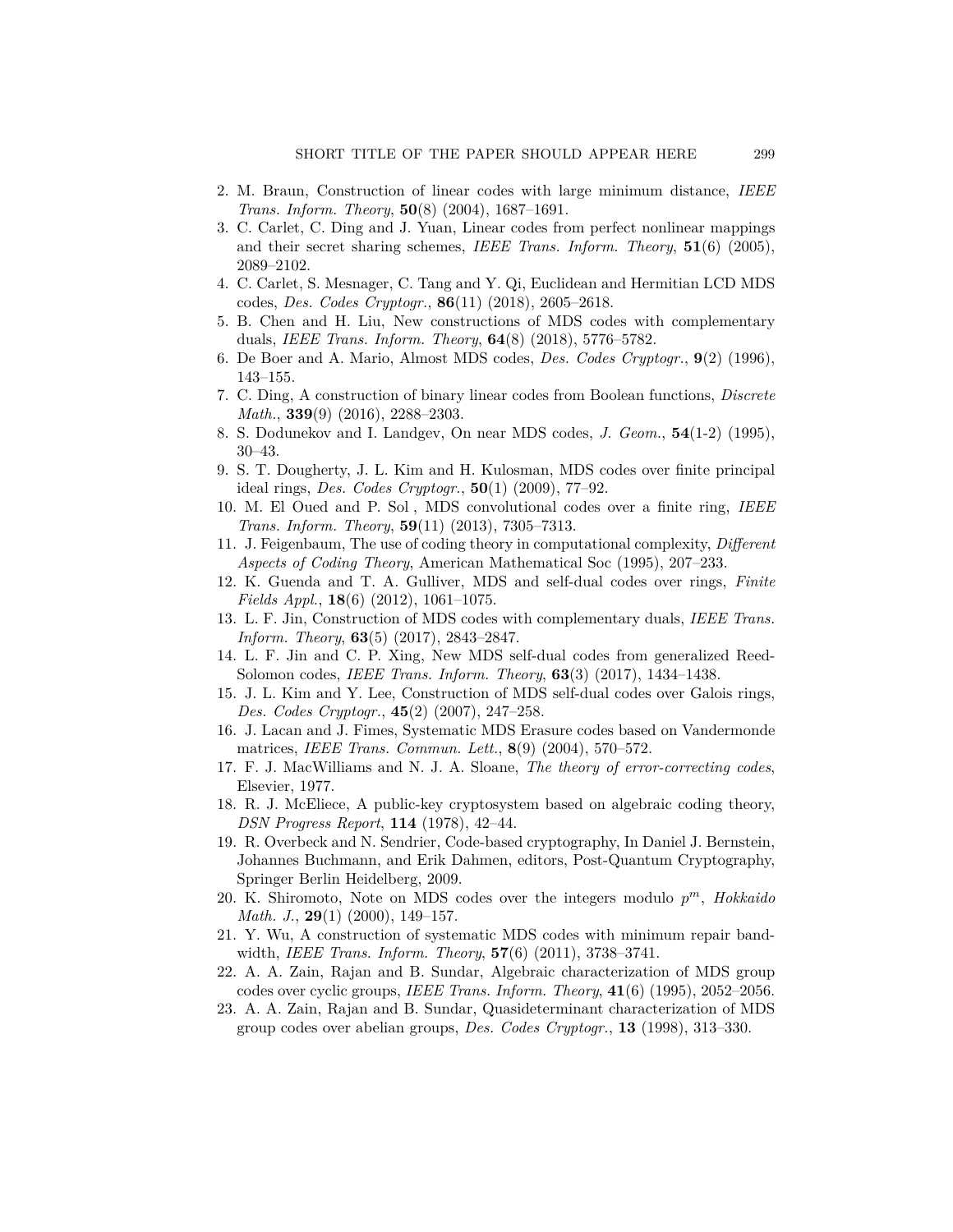2. M. Braun, Construction of linear codes with large minimum distance, *IEEE Trans. Inform. Theory*, **50**(8) (2004), 1687–1691.
3. C. Carlet, C. Ding and J. Yuan, Linear codes from perfect nonlinear mappings and their secret sharing schemes, *IEEE Trans. Inform. Theory*, **51**(6) (2005), 2089–2102.
4. C. Carlet, S. Mesnager, C. Tang and Y. Qi, Euclidean and Hermitian LCD MDS codes, *Des. Codes Cryptogr.*, **86**(11) (2018), 2605–2618.
5. B. Chen and H. Liu, New constructions of MDS codes with complementary duals, *IEEE Trans. Inform. Theory*, **64**(8) (2018), 5776–5782.
6. De Boer and A. Mario, Almost MDS codes, *Des. Codes Cryptogr.*, **9**(2) (1996), 143–155.
7. C. Ding, A construction of binary linear codes from Boolean functions, *Discrete Math.*, **339**(9) (2016), 2288–2303.
8. S. Dodunekov and I. Landgev, On near MDS codes, *J. Geom.*, **54**(1-2) (1995), 30–43.
9. S. T. Dougherty, J. L. Kim and H. Kulosman, MDS codes over finite principal ideal rings, *Des. Codes Cryptogr.*, **50**(1) (2009), 77–92.
10. M. El Oued and P. Sol , MDS convolutional codes over a finite ring, *IEEE Trans. Inform. Theory*, **59**(11) (2013), 7305–7313.
11. J. Feigenbaum, The use of coding theory in computational complexity, *Different Aspects of Coding Theory*, American Mathematical Soc (1995), 207–233.
12. K. Guenda and T. A. Gulliver, MDS and self-dual codes over rings, *Finite Fields Appl.*, **18**(6) (2012), 1061–1075.
13. L. F. Jin, Construction of MDS codes with complementary duals, *IEEE Trans. Inform. Theory*, **63**(5) (2017), 2843–2847.
14. L. F. Jin and C. P. Xing, New MDS self-dual codes from generalized Reed-Solomon codes, *IEEE Trans. Inform. Theory*, **63**(3) (2017), 1434–1438.
15. J. L. Kim and Y. Lee, Construction of MDS self-dual codes over Galois rings, *Des. Codes Cryptogr.*, **45**(2) (2007), 247–258.
16. J. Lacan and J. Fimes, Systematic MDS Erasure codes based on Vandermonde matrices, *IEEE Trans. Commun. Lett.*, **8**(9) (2004), 570–572.
17. F. J. MacWilliams and N. J. A. Sloane, *The theory of error-correcting codes*, Elsevier, 1977.
18. R. J. McEliece, A public-key cryptosystem based on algebraic coding theory, *DSN Progress Report*, **114** (1978), 42–44.
19. R. Overbeck and N. Sendrier, Code-based cryptography, In Daniel J. Bernstein, Johannes Buchmann, and Erik Dahmen, editors, Post-Quantum Cryptography, Springer Berlin Heidelberg, 2009.
20. K. Shiromoto, Note on MDS codes over the integers modulo $p^m$, *Hokkaido Math. J.*, **29**(1) (2000), 149–157.
21. Y. Wu, A construction of systematic MDS codes with minimum repair bandwidth, *IEEE Trans. Inform. Theory*, **57**(6) (2011), 3738–3741.
22. A. A. Zain, Rajan and B. Sundar, Algebraic characterization of MDS group codes over cyclic groups, *IEEE Trans. Inform. Theory*, **41**(6) (1995), 2052–2056.
23. A. A. Zain, Rajan and B. Sundar, Quasideterminant characterization of MDS group codes over abelian groups, *Des. Codes Cryptogr.*, **13** (1998), 313–330.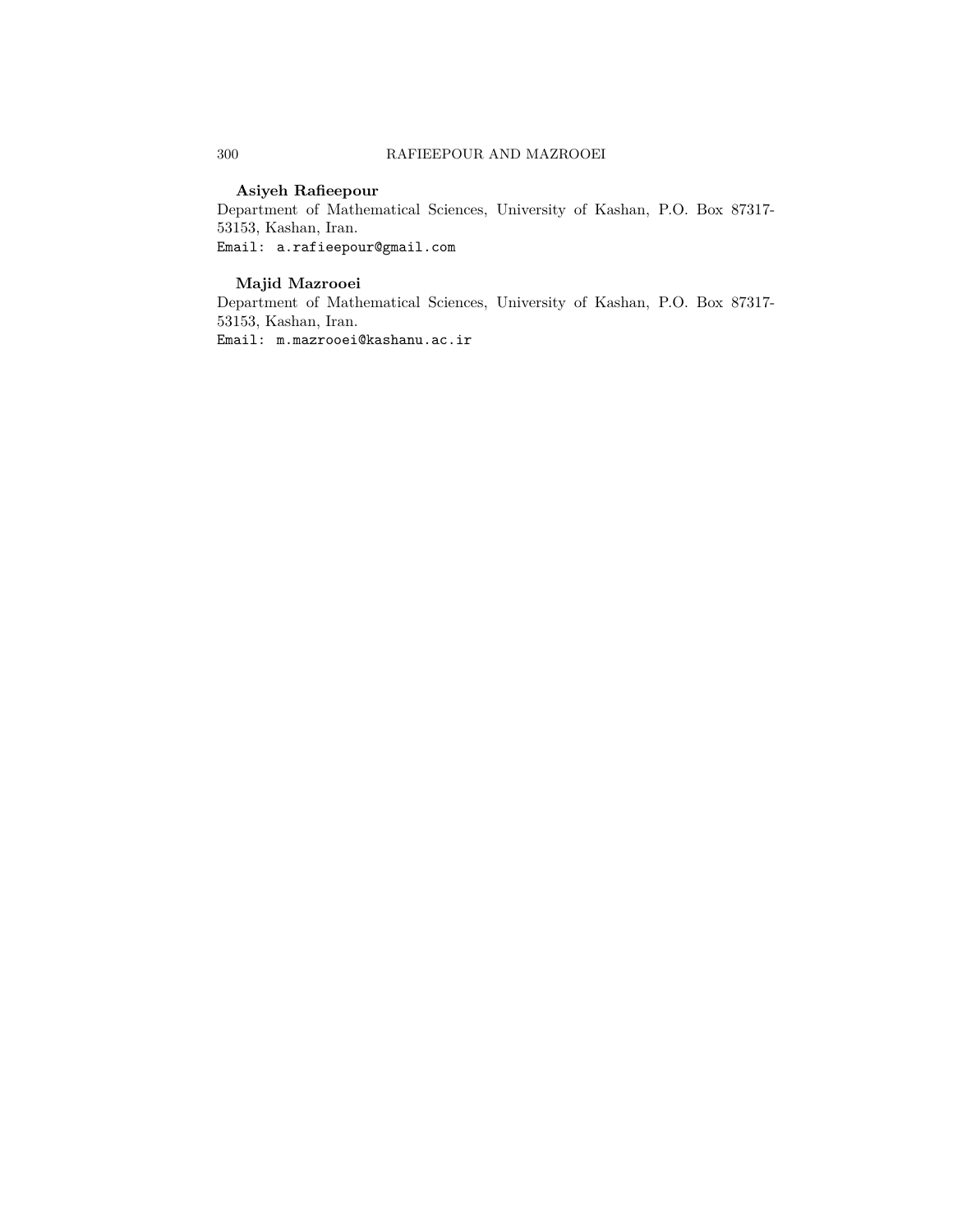**Asiyeh Rafieepour**

Department of Mathematical Sciences, University of Kashan, P.O. Box 87317-53153, Kashan, Iran.

Email: a.rafieepour@gmail.com

**Majid Mazrooei**

Department of Mathematical Sciences, University of Kashan, P.O. Box 87317-53153, Kashan, Iran.

Email: m.mazrooei@kashanu.ac.ir